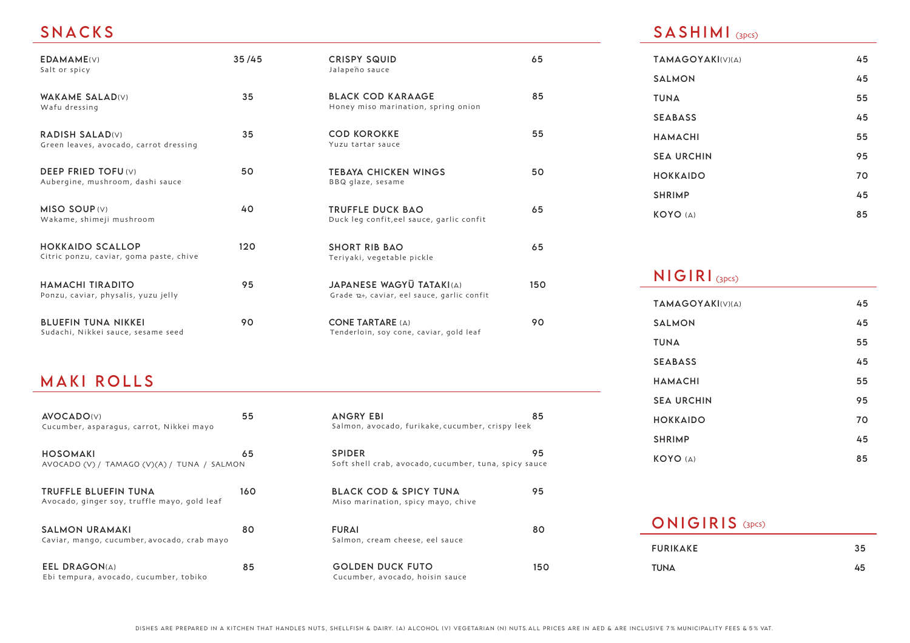## SNACKS

| Item | Price |
|---|---|
| **EDAMAME**(V)<br>Salt or spicy | 35 /45 |
| **WAKAME SALAD**(V)<br>Wafu dressing | 35 |
| **RADISH SALAD**(V)<br>Green leaves, avocado, carrot dressing | 35 |
| **DEEP FRIED TOFU** (V)<br>Aubergine, mushroom, dashi sauce | 50 |
| **MISO SOUP** (V)<br>Wakame, shimeji mushroom | 40 |
| **HOKKAIDO SCALLOP**<br>Citric ponzu, caviar, goma paste, chive | 120 |
| **HAMACHI TIRADITO**<br>Ponzu, caviar, physalis, yuzu jelly | 95 |
| **BLUEFIN TUNA NIKKEI**<br>Sudachi, Nikkei sauce, sesame seed | 90 |
| **CRISPY SQUID**<br>Jalapeño sauce | 65 |
| **BLACK COD KARAAGE**<br>Honey miso marination, spring onion | 85 |
| **COD KOROKKE**<br>Yuzu tartar sauce | 55 |
| **TEBAYA CHICKEN WINGS**<br>BBQ glaze, sesame | 50 |
| **TRUFFLE DUCK BAO**<br>Duck leg confit,eel sauce, garlic confit | 65 |
| **SHORT RIB BAO**<br>Teriyaki, vegetable pickle | 65 |
| **JAPANESE WAGYŪ TATAKI**(A)<br>Grade 12+, caviar, eel sauce, garlic confit | 150 |
| **CONE TARTARE** (A)<br>Tenderloin, soy cone, caviar, gold leaf | 90 |

## MAKI ROLLS

| Item | Price |
|---|---|
| **AVOCADO**(V)<br>Cucumber, asparagus, carrot, Nikkei mayo | 55 |
| **HOSOMAKI**<br>AVOCADO (V) / TAMAGO (V)(A) / TUNA / SALMON | 65 |
| **TRUFFLE BLUEFIN TUNA**<br>Avocado, ginger soy, truffle mayo, gold leaf | 160 |
| **SALMON URAMAKI**<br>Caviar, mango, cucumber, avocado, crab mayo | 80 |
| **EEL DRAGON**(A)<br>Ebi tempura, avocado, cucumber, tobiko | 85 |
| **ANGRY EBI**<br>Salmon, avocado, furikake, cucumber, crispy leek | 85 |
| **SPIDER**<br>Soft shell crab, avocado, cucumber, tuna, spicy sauce | 95 |
| **BLACK COD & SPICY TUNA**<br>Miso marination, spicy mayo, chive | 95 |
| **FURAI**<br>Salmon, cream cheese, eel sauce | 80 |
| **GOLDEN DUCK FUTO**<br>Cucumber, avocado, hoisin sauce | 150 |

## SASHIMI (3pcs)

| Item | Price |
|---|---|
| TAMAGOYAKI(V)(A) | 45 |
| SALMON | 45 |
| TUNA | 55 |
| SEABASS | 45 |
| HAMACHI | 55 |
| SEA URCHIN | 95 |
| HOKKAIDO | 70 |
| SHRIMP | 45 |
| KOYO (A) | 85 |

## NIGIRI (3pcs)

| Item | Price |
|---|---|
| TAMAGOYAKI(V)(A) | 45 |
| SALMON | 45 |
| TUNA | 55 |
| SEABASS | 45 |
| HAMACHI | 55 |
| SEA URCHIN | 95 |
| HOKKAIDO | 70 |
| SHRIMP | 45 |
| KOYO (A) | 85 |

## ONIGIRIS (3pcs)

| Item | Price |
|---|---|
| FURIKAKE | 35 |
| TUNA | 45 |

DISHES ARE PREPARED IN A KITCHEN THAT HANDLES NUTS, SHELLFISH & DAIRY. (A) ALCOHOL (V) VEGETARIAN (N) NUTS. ALL PRICES ARE IN AED & ARE INCLUSIVE 7% MUNICIPALITY FEES & 5% VAT.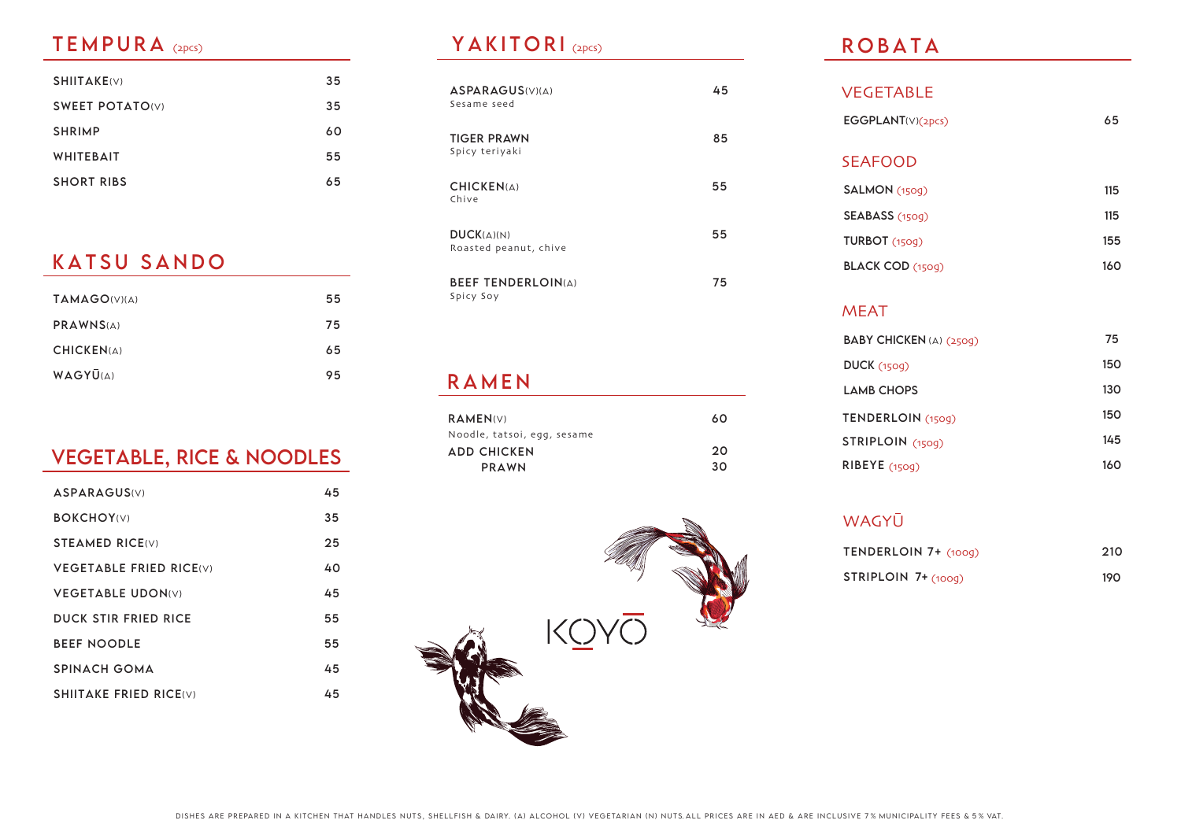## TEMPURA (2pcs)

| | |
|---|---|
| SHIITAKE(V) | 35 |
| SWEET POTATO(V) | 35 |
| SHRIMP | 60 |
| WHITEBAIT | 55 |
| SHORT RIBS | 65 |

## KATSU SANDO

| | |
|---|---|
| TAMAGO(V)(A) | 55 |
| PRAWNS(A) | 75 |
| CHICKEN(A) | 65 |
| WAGYŪ(A) | 95 |

## VEGETABLE, RICE & NOODLES

| | |
|---|---|
| ASPARAGUS(V) | 45 |
| BOKCHOY(V) | 35 |
| STEAMED RICE(V) | 25 |
| VEGETABLE FRIED RICE(V) | 40 |
| VEGETABLE UDON(V) | 45 |
| DUCK STIR FRIED RICE | 55 |
| BEEF NOODLE | 55 |
| SPINACH GOMA | 45 |
| SHIITAKE FRIED RICE(V) | 45 |

## YAKITORI (2pcs)

| | |
|---|---|
| ASPARAGUS(V)(A)<br>Sesame seed | 45 |
| TIGER PRAWN<br>Spicy teriyaki | 85 |
| CHICKEN(A)<br>Chive | 55 |
| DUCK(A)(N)<br>Roasted peanut, chive | 55 |
| BEEF TENDERLOIN(A)<br>Spicy Soy | 75 |

## RAMEN

| | |
|---|---|
| RAMEN(V)<br>Noodle, tatsoi, egg, sesame | 60 |
| ADD CHICKEN | 20 |
| PRAWN | 30 |

KOYŌ

## ROBATA

### VEGETABLE

| | |
|---|---|
| EGGPLANT(V)(2pcs) | 65 |

### SEAFOOD

| | |
|---|---|
| SALMON (150g) | 115 |
| SEABASS (150g) | 115 |
| TURBOT (150g) | 155 |
| BLACK COD (150g) | 160 |

### MEAT

| | |
|---|---|
| BABY CHICKEN (A) (250g) | 75 |
| DUCK (150g) | 150 |
| LAMB CHOPS | 130 |
| TENDERLOIN (150g) | 150 |
| STRIPLOIN (150g) | 145 |
| RIBEYE (150g) | 160 |

### WAGYŪ

| | |
|---|---|
| TENDERLOIN 7+ (100g) | 210 |
| STRIPLOIN 7+ (100g) | 190 |

DISHES ARE PREPARED IN A KITCHEN THAT HANDLES NUTS, SHELLFISH & DAIRY. (A) ALCOHOL (V) VEGETARIAN (N) NUTS. ALL PRICES ARE IN AED & ARE INCLUSIVE 7% MUNICIPALITY FEES & 5% VAT.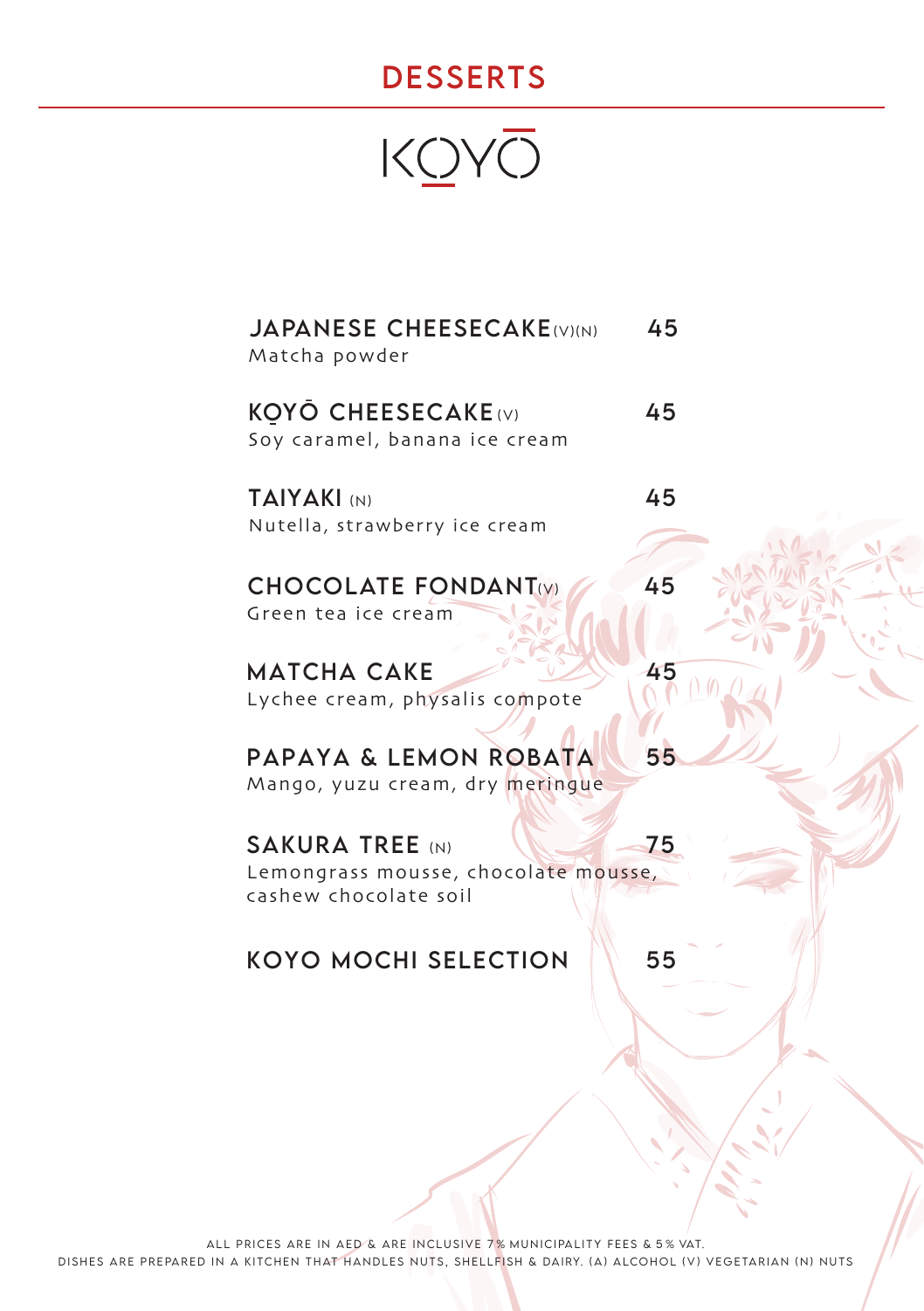# DESSERTS

## KOYŌ

**JAPANESE CHEESECAKE** (V)(N) — 45
Matcha powder

**KOYŌ CHEESECAKE** (V) — 45
Soy caramel, banana ice cream

**TAIYAKI** (N) — 45
Nutella, strawberry ice cream

**CHOCOLATE FONDANT** (V) — 45
Green tea ice cream

**MATCHA CAKE** — 45
Lychee cream, physalis compote

**PAPAYA & LEMON ROBATA** — 55
Mango, yuzu cream, dry meringue

**SAKURA TREE** (N) — 75
Lemongrass mousse, chocolate mousse, cashew chocolate soil

**KOYO MOCHI SELECTION** — 55

ALL PRICES ARE IN AED & ARE INCLUSIVE 7% MUNICIPALITY FEES & 5% VAT.
DISHES ARE PREPARED IN A KITCHEN THAT HANDLES NUTS, SHELLFISH & DAIRY. (A) ALCOHOL (V) VEGETARIAN (N) NUTS